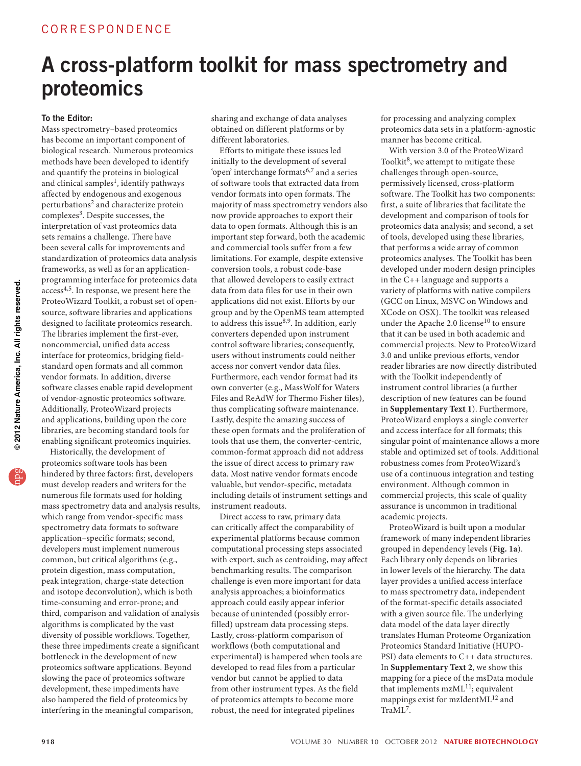CORRESPONDENCE

# A cross-platform toolkit for mass spectrometry and proteomics

**To the Editor:**

Mass spectrometry–based proteomics has become an important component of biological research. Numerous proteomics methods have been developed to identify and quantify the proteins in biological and clinical samples[1], identify pathways affected by endogenous and exogenous perturbations[2] and characterize protein complexes[3]. Despite successes, the interpretation of vast proteomics data sets remains a challenge. There have been several calls for improvements and standardization of proteomics data analysis frameworks, as well as for an application-programming interface for proteomics data access[4,5]. In response, we present here the ProteoWizard Toolkit, a robust set of open-source, software libraries and applications designed to facilitate proteomics research. The libraries implement the first-ever, noncommercial, unified data access interface for proteomics, bridging field-standard open formats and all common vendor formats. In addition, diverse software classes enable rapid development of vendor-agnostic proteomics software. Additionally, ProteoWizard projects and applications, building upon the core libraries, are becoming standard tools for enabling significant proteomics inquiries.

Historically, the development of proteomics software tools has been hindered by three factors: first, developers must develop readers and writers for the numerous file formats used for holding mass spectrometry data and analysis results, which range from vendor-specific mass spectrometry data formats to software application–specific formats; second, developers must implement numerous common, but critical algorithms (e.g., protein digestion, mass computation, peak integration, charge-state detection and isotope deconvolution), which is both time-consuming and error-prone; and third, comparison and validation of analysis algorithms is complicated by the vast diversity of possible workflows. Together, these three impediments create a significant bottleneck in the development of new proteomics software applications. Beyond slowing the pace of proteomics software development, these impediments have also hampered the field of proteomics by interfering in the meaningful comparison, sharing and exchange of data analyses obtained on different platforms or by different laboratories.

Efforts to mitigate these issues led initially to the development of several 'open' interchange formats[6,7] and a series of software tools that extracted data from vendor formats into open formats. The majority of mass spectrometry vendors also now provide approaches to export their data to open formats. Although this is an important step forward, both the academic and commercial tools suffer from a few limitations. For example, despite extensive conversion tools, a robust code-base that allowed developers to easily extract data from data files for use in their own applications did not exist. Efforts by our group and by the OpenMS team attempted to address this issue[8,9]. In addition, early converters depended upon instrument control software libraries; consequently, users without instruments could neither access nor convert vendor data files. Furthermore, each vendor format had its own converter (e.g., MassWolf for Waters Files and ReAdW for Thermo Fisher files), thus complicating software maintenance. Lastly, despite the amazing success of these open formats and the proliferation of tools that use them, the converter-centric, common-format approach did not address the issue of direct access to primary raw data. Most native vendor formats encode valuable, but vendor-specific, metadata including details of instrument settings and instrument readouts.

Direct access to raw, primary data can critically affect the comparability of experimental platforms because common computational processing steps associated with export, such as centroiding, may affect benchmarking results. The comparison challenge is even more important for data analysis approaches; a bioinformatics approach could easily appear inferior because of unintended (possibly error-filled) upstream data processing steps. Lastly, cross-platform comparison of workflows (both computational and experimental) is hampered when tools are developed to read files from a particular vendor but cannot be applied to data from other instrument types. As the field of proteomics attempts to become more robust, the need for integrated pipelines for processing and analyzing complex proteomics data sets in a platform-agnostic manner has become critical.

With version 3.0 of the ProteoWizard Toolkit[8], we attempt to mitigate these challenges through open-source, permissively licensed, cross-platform software. The Toolkit has two components: first, a suite of libraries that facilitate the development and comparison of tools for proteomics data analysis; and second, a set of tools, developed using these libraries, that performs a wide array of common proteomics analyses. The Toolkit has been developed under modern design principles in the C++ language and supports a variety of platforms with native compilers (GCC on Linux, MSVC on Windows and XCode on OSX). The toolkit was released under the Apache 2.0 license[10] to ensure that it can be used in both academic and commercial projects. New to ProteoWizard 3.0 and unlike previous efforts, vendor reader libraries are now directly distributed with the Toolkit independently of instrument control libraries (a further description of new features can be found in **Supplementary Text 1**). Furthermore, ProteoWizard employs a single converter and access interface for all formats; this singular point of maintenance allows a more stable and optimized set of tools. Additional robustness comes from ProteoWizard's use of a continuous integration and testing environment. Although common in commercial projects, this scale of quality assurance is uncommon in traditional academic projects.

ProteoWizard is built upon a modular framework of many independent libraries grouped in dependency levels (**Fig. 1a**). Each library only depends on libraries in lower levels of the hierarchy. The data layer provides a unified access interface to mass spectrometry data, independent of the format-specific details associated with a given source file. The underlying data model of the data layer directly translates Human Proteome Organization Proteomics Standard Initiative (HUPO-PSI) data elements to C++ data structures. In **Supplementary Text 2**, we show this mapping for a piece of the msData module that implements mzML[11]; equivalent mappings exist for mzIdentML[12] and TraML[7].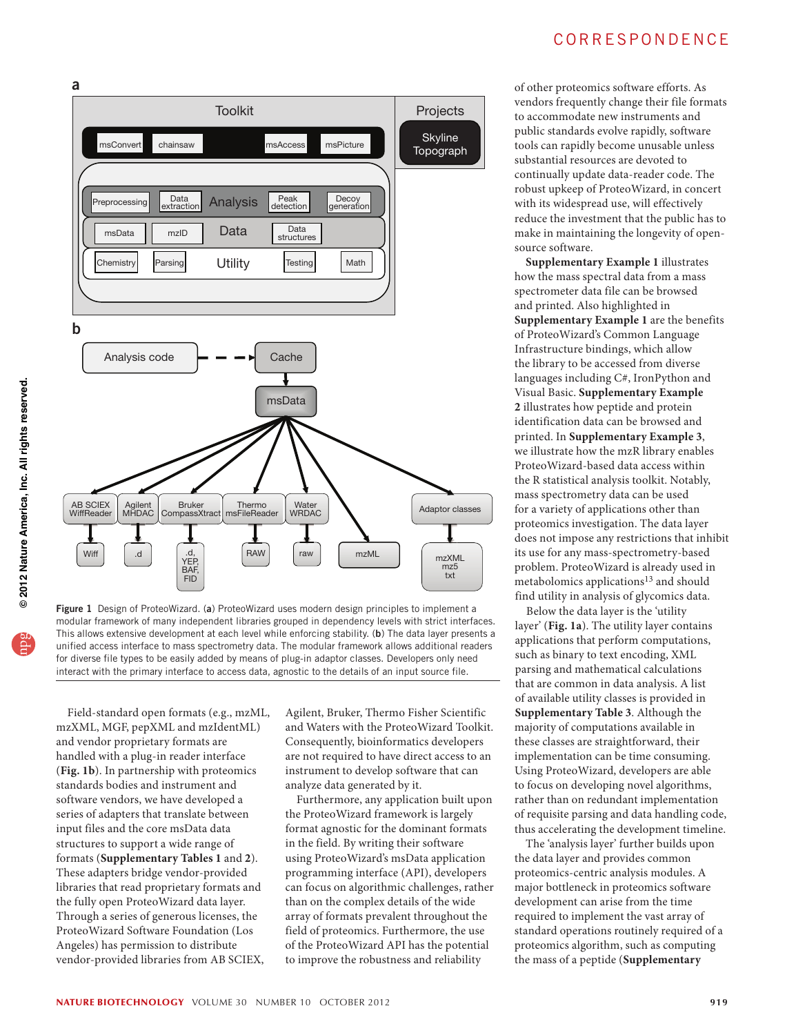**Figure 1** Design of ProteoWizard. (**a**) ProteoWizard uses modern design principles to implement a modular framework of many independent libraries grouped in dependency levels with strict interfaces. This allows extensive development at each level while enforcing stability. (**b**) The data layer presents a unified access interface to mass spectrometry data. The modular framework allows additional readers for diverse file types to be easily added by means of plug-in adaptor classes. Developers only need interact with the primary interface to access data, agnostic to the details of an input source file.

Field-standard open formats (e.g., mzML, mzXML, MGF, pepXML and mzIdentML) and vendor proprietary formats are handled with a plug-in reader interface (**Fig. 1b**). In partnership with proteomics standards bodies and instrument and software vendors, we have developed a series of adapters that translate between input files and the core msData data structures to support a wide range of formats (**Supplementary Tables 1** and **2**). These adapters bridge vendor-provided libraries that read proprietary formats and the fully open ProteoWizard data layer. Through a series of generous licenses, the ProteoWizard Software Foundation (Los Angeles) has permission to distribute vendor-provided libraries from AB SCIEX, Agilent, Bruker, Thermo Fisher Scientific and Waters with the ProteoWizard Toolkit. Consequently, bioinformatics developers are not required to have direct access to an instrument to develop software that can analyze data generated by it.

Furthermore, any application built upon the ProteoWizard framework is largely format agnostic for the dominant formats in the field. By writing their software using ProteoWizard's msData application programming interface (API), developers can focus on algorithmic challenges, rather than on the complex details of the wide array of formats prevalent throughout the field of proteomics. Furthermore, the use of the ProteoWizard API has the potential to improve the robustness and reliability of other proteomics software efforts. As vendors frequently change their file formats to accommodate new instruments and public standards evolve rapidly, software tools can rapidly become unusable unless substantial resources are devoted to continually update data-reader code. The robust upkeep of ProteoWizard, in concert with its widespread use, will effectively reduce the investment that the public has to make in maintaining the longevity of open-source software.

**Supplementary Example 1** illustrates how the mass spectral data from a mass spectrometer data file can be browsed and printed. Also highlighted in **Supplementary Example 1** are the benefits of ProteoWizard's Common Language Infrastructure bindings, which allow the library to be accessed from diverse languages including C#, IronPython and Visual Basic. **Supplementary Example 2** illustrates how peptide and protein identification data can be browsed and printed. In **Supplementary Example 3**, we illustrate how the mzR library enables ProteoWizard-based data access within the R statistical analysis toolkit. Notably, mass spectrometry data can be used for a variety of applications other than proteomics investigation. The data layer does not impose any restrictions that inhibit its use for any mass-spectrometry-based problem. ProteoWizard is already used in metabolomics applications[13] and should find utility in analysis of glycomics data.

Below the data layer is the 'utility layer' (**Fig. 1a**). The utility layer contains applications that perform computations, such as binary to text encoding, XML parsing and mathematical calculations that are common in data analysis. A list of available utility classes is provided in **Supplementary Table 3**. Although the majority of computations available in these classes are straightforward, their implementation can be time consuming. Using ProteoWizard, developers are able to focus on developing novel algorithms, rather than on redundant implementation of requisite parsing and data handling code, thus accelerating the development timeline.

The 'analysis layer' further builds upon the data layer and provides common proteomics-centric analysis modules. A major bottleneck in proteomics software development can arise from the time required to implement the vast array of standard operations routinely required of a proteomics algorithm, such as computing the mass of a peptide (**Supplementary**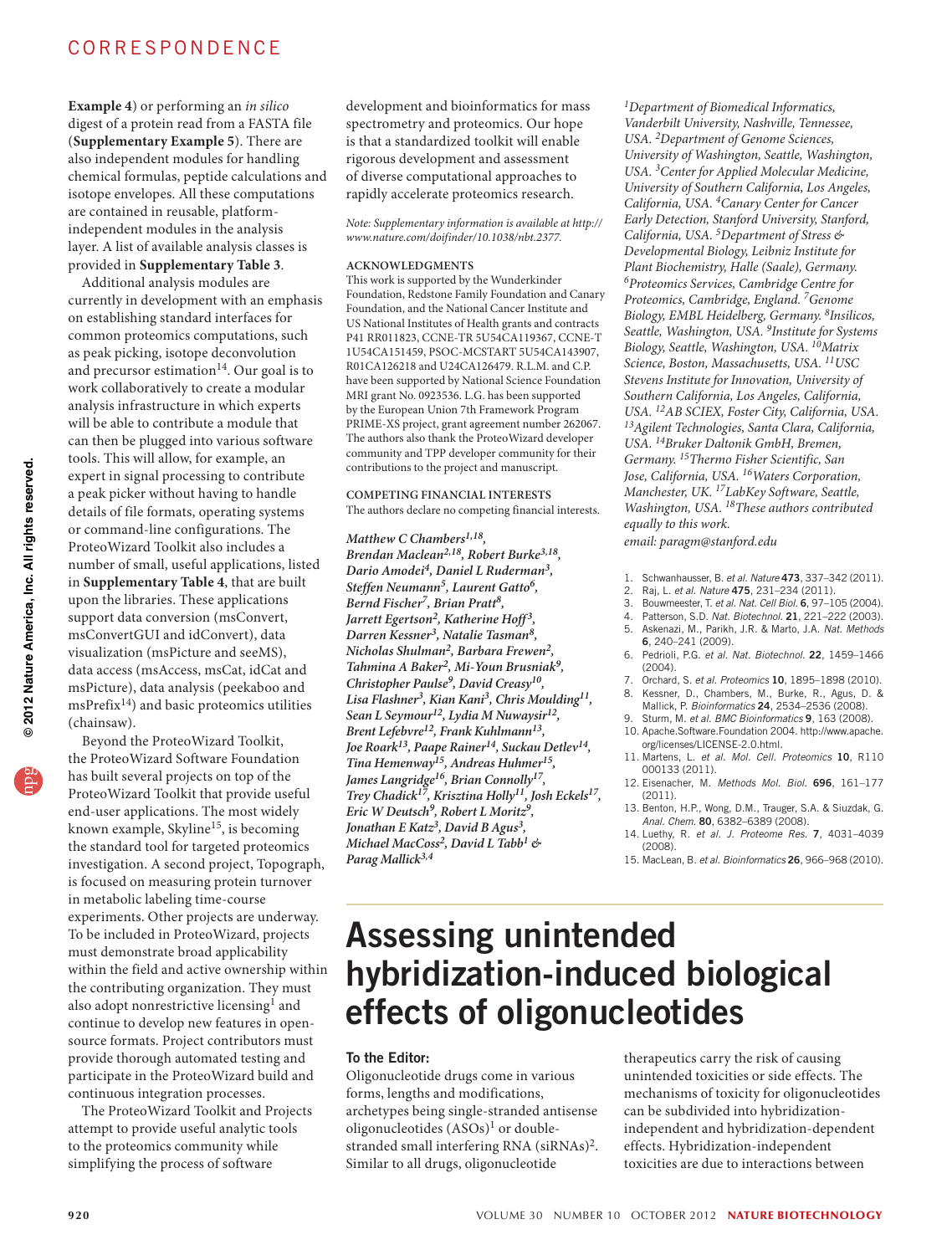**Example 4**) or performing an *in silico* digest of a protein read from a FASTA file (**Supplementary Example 5**). There are also independent modules for handling chemical formulas, peptide calculations and isotope envelopes. All these computations are contained in reusable, platform-independent modules in the analysis layer. A list of available analysis classes is provided in **Supplementary Table 3**.

Additional analysis modules are currently in development with an emphasis on establishing standard interfaces for common proteomics computations, such as peak picking, isotope deconvolution and precursor estimation[14]. Our goal is to work collaboratively to create a modular analysis infrastructure in which experts will be able to contribute a module that can then be plugged into various software tools. This will allow, for example, an expert in signal processing to contribute a peak picker without having to handle details of file formats, operating systems or command-line configurations. The ProteoWizard Toolkit also includes a number of small, useful applications, listed in **Supplementary Table 4**, that are built upon the libraries. These applications support data conversion (msConvert, msConvertGUI and idConvert), data visualization (msPicture and seeMS), data access (msAccess, msCat, idCat and msPicture), data analysis (peekaboo and msPrefix[14]) and basic proteomics utilities (chainsaw).

Beyond the ProteoWizard Toolkit, the ProteoWizard Software Foundation has built several projects on top of the ProteoWizard Toolkit that provide useful end-user applications. The most widely known example, Skyline[15], is becoming the standard tool for targeted proteomics investigation. A second project, Topograph, is focused on measuring protein turnover in metabolic labeling time-course experiments. Other projects are underway. To be included in ProteoWizard, projects must demonstrate broad applicability within the field and active ownership within the contributing organization. They must also adopt nonrestrictive licensing[1] and continue to develop new features in open-source formats. Project contributors must provide thorough automated testing and participate in the ProteoWizard build and continuous integration processes.

The ProteoWizard Toolkit and Projects attempt to provide useful analytic tools to the proteomics community while simplifying the process of software development and bioinformatics for mass spectrometry and proteomics. Our hope is that a standardized toolkit will enable rigorous development and assessment of diverse computational approaches to rapidly accelerate proteomics research.

*Note: Supplementary information is available at http://www.nature.com/doifinder/10.1038/nbt.2377.*

**ACKNOWLEDGMENTS**

This work is supported by the Wunderkinder Foundation, Redstone Family Foundation and Canary Foundation, and the National Cancer Institute and US National Institutes of Health grants and contracts P41 RR011823, CCNE-TR 5U54CA119367, CCNE-T 1U54CA151459, PSOC-MCSTART 5U54CA143907, R01CA126218 and U24CA126479. R.L.M. and C.P. have been supported by National Science Foundation MRI grant No. 0923536. L.G. has been supported by the European Union 7th Framework Program PRIME-XS project, grant agreement number 262067. The authors also thank the ProteoWizard developer community and TPP developer community for their contributions to the project and manuscript.

**COMPETING FINANCIAL INTERESTS**

The authors declare no competing financial interests.

***Matthew C Chambers[1,18], Brendan Maclean[2,18], Robert Burke[3,18], Dario Amodei[4], Daniel L Ruderman[3], Steffen Neumann[5], Laurent Gatto[6], Bernd Fischer[7], Brian Pratt[8], Jarrett Egertson[2], Katherine Hoff[3], Darren Kessner[3], Natalie Tasman[8], Nicholas Shulman[2], Barbara Frewen[2], Tahmina A Baker[2], Mi-Youn Brusniak[9], Christopher Paulse[9], David Creasy[10], Lisa Flashner[3], Kian Kani[3], Chris Moulding[11], Sean L Seymour[12], Lydia M Nuwaysir[12], Brent Lefebvre[12], Frank Kuhlmann[13], Joe Roark[13], Paape Rainer[14], Suckau Detlev[14], Tina Hemenway[15], Andreas Huhmer[15], James Langridge[16], Brian Connolly[17], Trey Chadick[17], Krisztina Holly[11], Josh Eckels[17], Eric W Deutsch[9], Robert L Moritz[9], Jonathan E Katz[3], David B Agus[3], Michael MacCoss[2], David L Tabb[1] & Parag Mallick[3,4]***

*[1]Department of Biomedical Informatics, Vanderbilt University, Nashville, Tennessee, USA. [2]Department of Genome Sciences, University of Washington, Seattle, Washington, USA. [3]Center for Applied Molecular Medicine, University of Southern California, Los Angeles, California, USA. [4]Canary Center for Cancer Early Detection, Stanford University, Stanford, California, USA. [5]Department of Stress & Developmental Biology, Leibniz Institute for Plant Biochemistry, Halle (Saale), Germany. [6]Proteomics Services, Cambridge Centre for Proteomics, Cambridge, England. [7]Genome Biology, EMBL Heidelberg, Germany. [8]Insilicos, Seattle, Washington, USA. [9]Institute for Systems Biology, Seattle, Washington, USA. [10]Matrix Science, Boston, Massachusetts, USA. [11]USC Stevens Institute for Innovation, University of Southern California, Los Angeles, California, USA. [12]AB SCIEX, Foster City, California, USA. [13]Agilent Technologies, Santa Clara, California, USA. [14]Bruker Daltonik GmbH, Bremen, Germany. [15]Thermo Fisher Scientific, San Jose, California, USA. [16]Waters Corporation, Manchester, UK. [17]LabKey Software, Seattle, Washington, USA. [18]These authors contributed equally to this work.*
*email: paragm@stanford.edu*

1. Schwanhausser, B. *et al. Nature* **473**, 337–342 (2011).
2. Raj, L. *et al. Nature* **475**, 231–234 (2011).
3. Bouwmeester, T. *et al. Nat. Cell Biol.* **6**, 97–105 (2004).
4. Patterson, S.D. *Nat. Biotechnol.* **21**, 221–222 (2003).
5. Askenazi, M., Parikh, J.R. & Marto, J.A. *Nat. Methods* **6**, 240–241 (2009).
6. Pedrioli, P.G. *et al. Nat. Biotechnol.* **22**, 1459–1466 (2004).
7. Orchard, S. *et al. Proteomics* **10**, 1895–1898 (2010).
8. Kessner, D., Chambers, M., Burke, R., Agus, D. & Mallick, P. *Bioinformatics* **24**, 2534–2536 (2008).
9. Sturm, M. *et al. BMC Bioinformatics* **9**, 163 (2008).
10. Apache.Software.Foundation 2004. http://www.apache.org/licenses/LICENSE-2.0.html.
11. Martens, L. *et al. Mol. Cell. Proteomics* **10**, R110 000133 (2011).
12. Eisenacher, M. *Methods Mol. Biol.* **696**, 161–177 (2011).
13. Benton, H.P., Wong, D.M., Trauger, S.A. & Siuzdak, G. *Anal. Chem.* **80**, 6382–6389 (2008).
14. Luethy, R. *et al. J. Proteome Res.* **7**, 4031–4039 (2008).
15. MacLean, B. *et al. Bioinformatics* **26**, 966–968 (2010).

# Assessing unintended hybridization-induced biological effects of oligonucleotides

**To the Editor:**

Oligonucleotide drugs come in various forms, lengths and modifications, archetypes being single-stranded antisense oligonucleotides (ASOs)[1] or double-stranded small interfering RNA (siRNAs)[2]. Similar to all drugs, oligonucleotide therapeutics carry the risk of causing unintended toxicities or side effects. The mechanisms of toxicity for oligonucleotides can be subdivided into hybridization-independent and hybridization-dependent effects. Hybridization-independent toxicities are due to interactions between